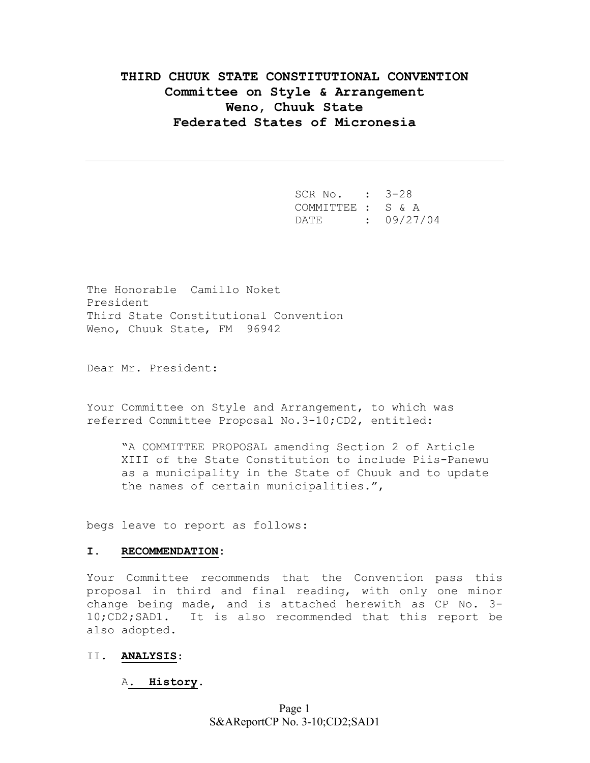# THIRD CHUUK STATE CONSTITUTIONAL CONVENTION
## Committee on Style & Arrangement
## Weno, Chuuk State
## Federated States of Micronesia

---

SCR No. : 3-28
COMMITTEE : S & A
DATE : 09/27/04

The Honorable Camillo Noket
President
Third State Constitutional Convention
Weno, Chuuk State, FM 96942

Dear Mr. President:

Your Committee on Style and Arrangement, to which was referred Committee Proposal No.3-10;CD2, entitled:

> "A COMMITTEE PROPOSAL amending Section 2 of Article XIII of the State Constitution to include Piis-Panewu as a municipality in the State of Chuuk and to update the names of certain municipalities.",

begs leave to report as follows:

**I. RECOMMENDATION:**

Your Committee recommends that the Convention pass this proposal in third and final reading, with only one minor change being made, and is attached herewith as CP No. 3-10;CD2;SAD1. It is also recommended that this report be also adopted.

II. **ANALYSIS**:

A. **History**.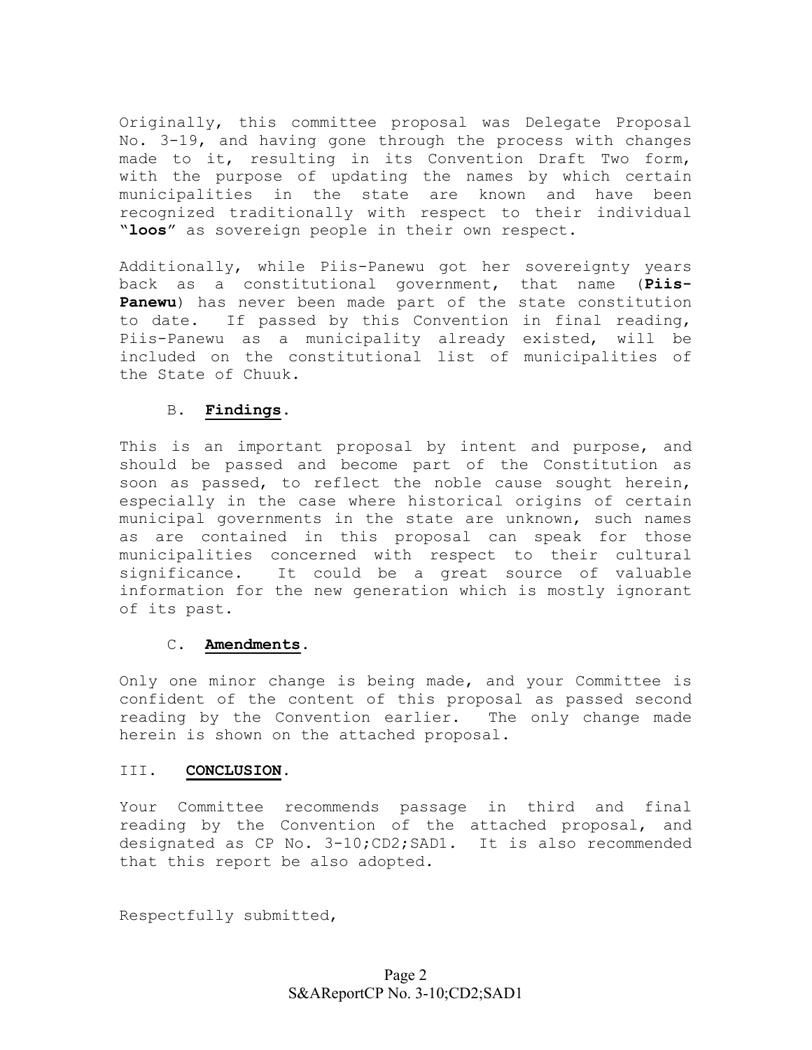Originally, this committee proposal was Delegate Proposal No. 3-19, and having gone through the process with changes made to it, resulting in its Convention Draft Two form, with the purpose of updating the names by which certain municipalities in the state are known and have been recognized traditionally with respect to their individual "**loos**" as sovereign people in their own respect.

Additionally, while Piis-Panewu got her sovereignty years back as a constitutional government, that name (**Piis-Panewu**) has never been made part of the state constitution to date. If passed by this Convention in final reading, Piis-Panewu as a municipality already existed, will be included on the constitutional list of municipalities of the State of Chuuk.

B. **Findings**.

This is an important proposal by intent and purpose, and should be passed and become part of the Constitution as soon as passed, to reflect the noble cause sought herein, especially in the case where historical origins of certain municipal governments in the state are unknown, such names as are contained in this proposal can speak for those municipalities concerned with respect to their cultural significance. It could be a great source of valuable information for the new generation which is mostly ignorant of its past.

C. **Amendments**.

Only one minor change is being made, and your Committee is confident of the content of this proposal as passed second reading by the Convention earlier. The only change made herein is shown on the attached proposal.

III. **CONCLUSION**.

Your Committee recommends passage in third and final reading by the Convention of the attached proposal, and designated as CP No. 3-10;CD2;SAD1. It is also recommended that this report be also adopted.

Respectfully submitted,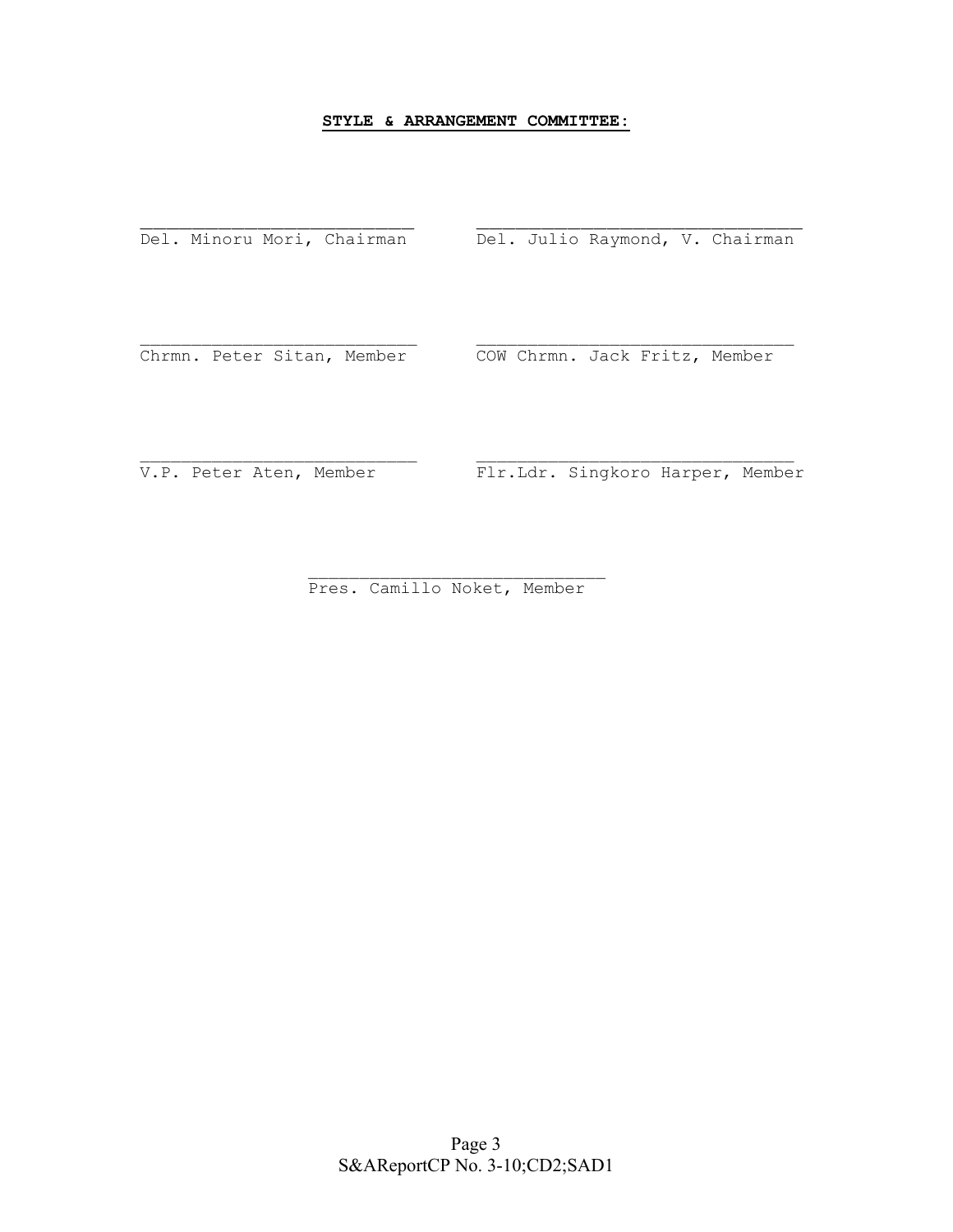**STYLE & ARRANGEMENT COMMITTEE:**

| | |
|---|---|
| ___________________________ | ________________________________ |
| Del. Minoru Mori, Chairman | Del. Julio Raymond, V. Chairman |
| ___________________________ | ________________________________ |
| Chrmn. Peter Sitan, Member | COW Chrmn. Jack Fritz, Member |
| ___________________________ | ________________________________ |
| V.P. Peter Aten, Member | Flr.Ldr. Singkoro Harper, Member |

_____________________________
Pres. Camillo Noket, Member

S&AReportCP No. 3-10;CD2;SAD1